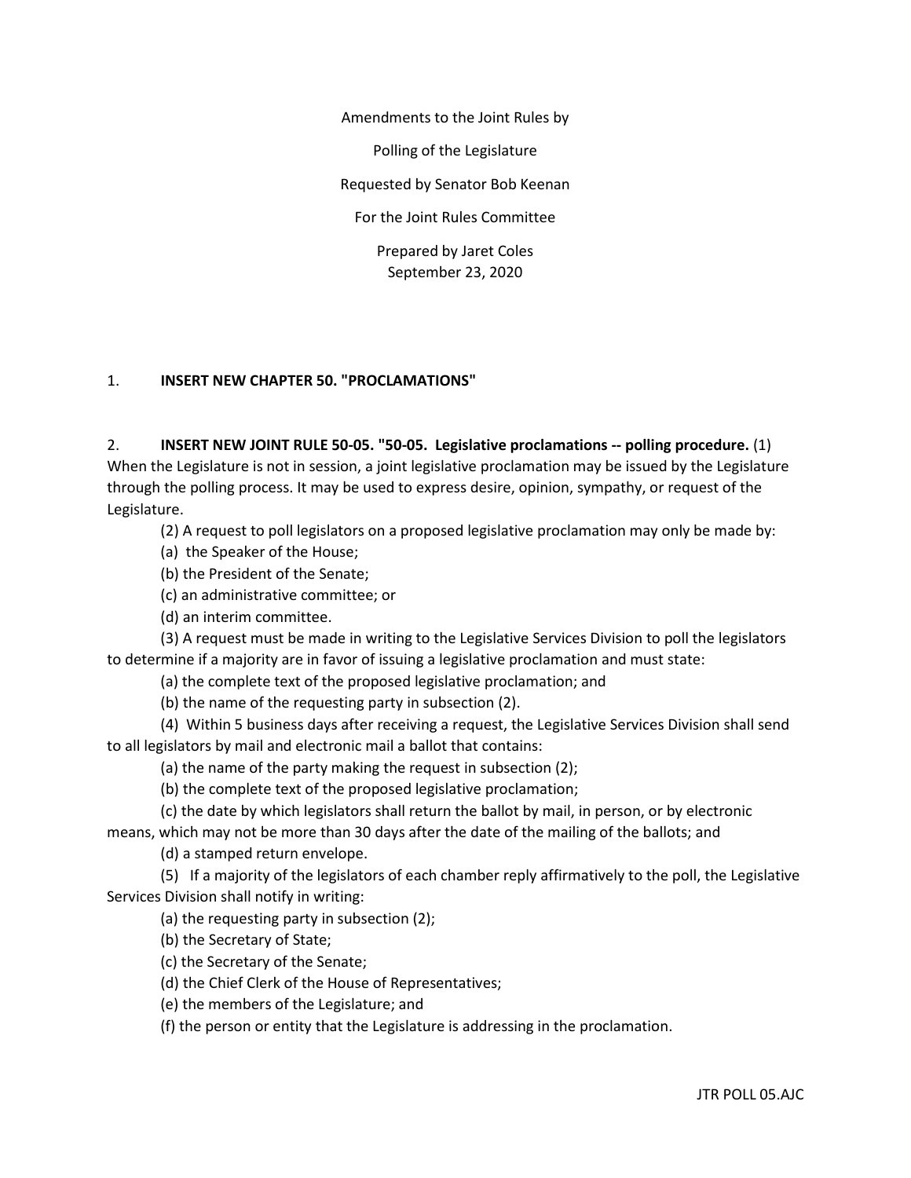Amendments to the Joint Rules by

Polling of the Legislature

Requested by Senator Bob Keenan

For the Joint Rules Committee

Prepared by Jaret Coles
September 23, 2020

1. **INSERT NEW CHAPTER 50. "PROCLAMATIONS"**

2. **INSERT NEW JOINT RULE 50-05. "50-05. Legislative proclamations -- polling procedure.** (1) When the Legislature is not in session, a joint legislative proclamation may be issued by the Legislature through the polling process. It may be used to express desire, opinion, sympathy, or request of the Legislature.

(2) A request to poll legislators on a proposed legislative proclamation may only be made by:

(a) the Speaker of the House;

(b) the President of the Senate;

(c) an administrative committee; or

(d) an interim committee.

(3) A request must be made in writing to the Legislative Services Division to poll the legislators to determine if a majority are in favor of issuing a legislative proclamation and must state:

(a) the complete text of the proposed legislative proclamation; and

(b) the name of the requesting party in subsection (2).

(4) Within 5 business days after receiving a request, the Legislative Services Division shall send to all legislators by mail and electronic mail a ballot that contains:

(a) the name of the party making the request in subsection (2);

(b) the complete text of the proposed legislative proclamation;

(c) the date by which legislators shall return the ballot by mail, in person, or by electronic means, which may not be more than 30 days after the date of the mailing of the ballots; and

(d) a stamped return envelope.

(5) If a majority of the legislators of each chamber reply affirmatively to the poll, the Legislative Services Division shall notify in writing:

(a) the requesting party in subsection (2);

(b) the Secretary of State;

(c) the Secretary of the Senate;

(d) the Chief Clerk of the House of Representatives;

(e) the members of the Legislature; and

(f) the person or entity that the Legislature is addressing in the proclamation.

JTR POLL 05.AJC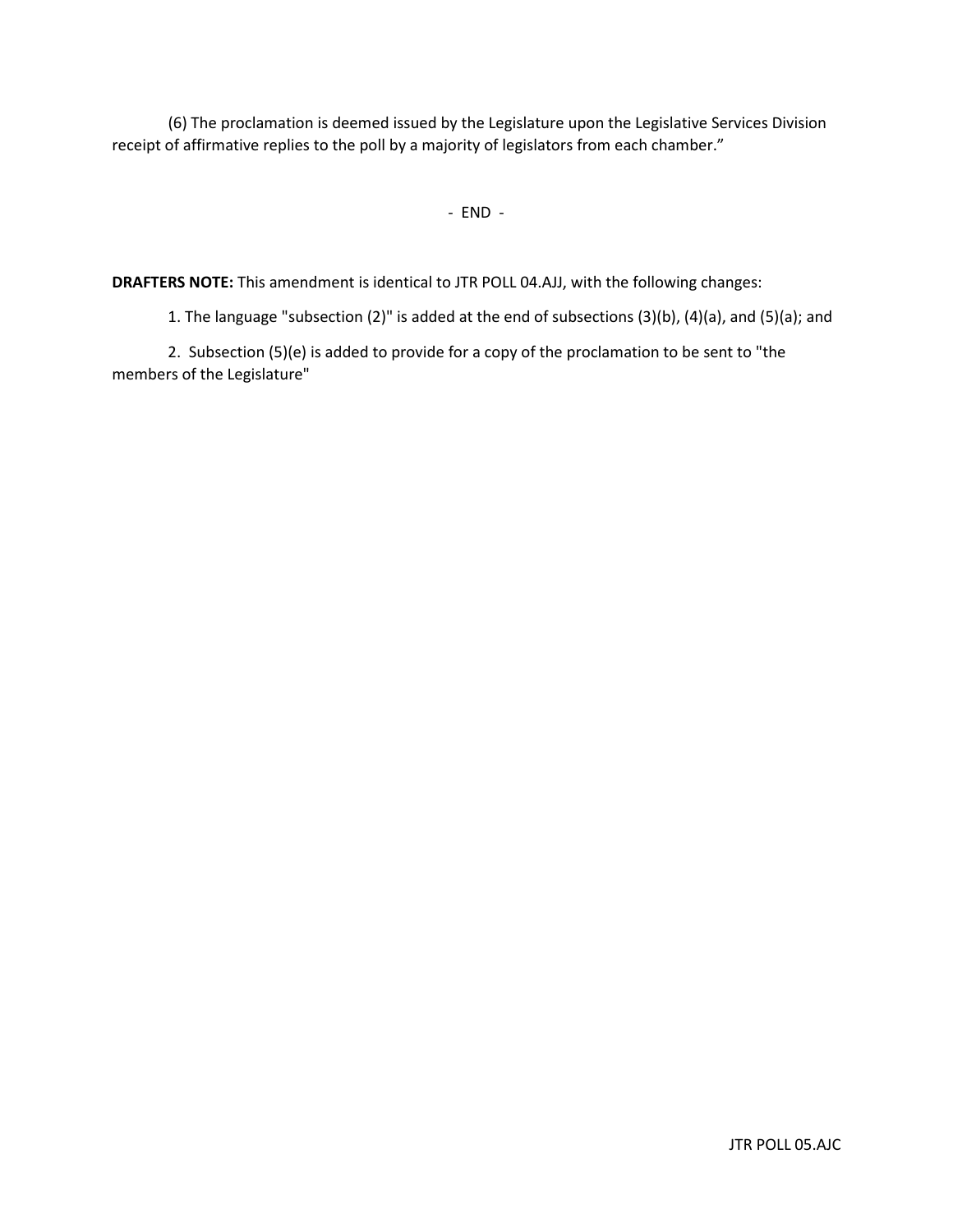(6) The proclamation is deemed issued by the Legislature upon the Legislative Services Division receipt of affirmative replies to the poll by a majority of legislators from each chamber."

\- END -

**DRAFTERS NOTE:** This amendment is identical to JTR POLL 04.AJJ, with the following changes:

1. The language "subsection (2)" is added at the end of subsections (3)(b), (4)(a), and (5)(a); and

2. Subsection (5)(e) is added to provide for a copy of the proclamation to be sent to "the members of the Legislature"